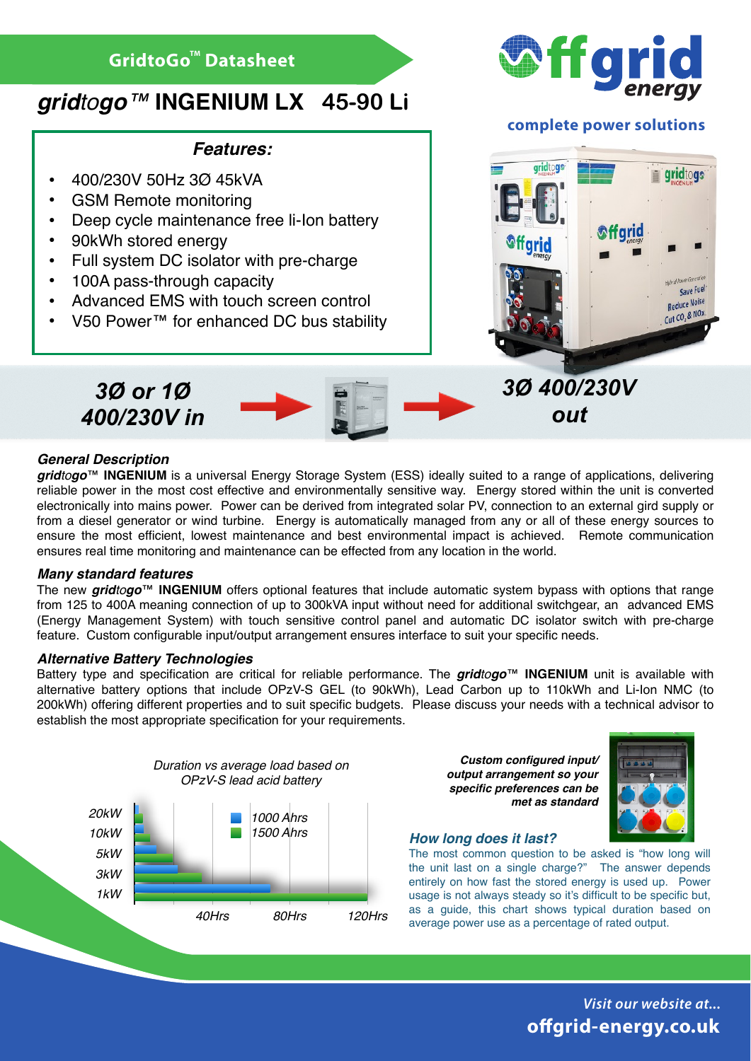## GridtoGo™ Datasheet

# gridtogo™ INGENIUM LX 45-90 Li

complete power solutions

### Features:

- 400/230V 50Hz 3Ø 45kVA
- GSM Remote monitoring
- Deep cycle maintenance free li-Ion battery
- 90kWh stored energy
- Full system DC isolator with pre-charge
- 100A pass-through capacity
- Advanced EMS with touch screen control
- V50 Power™ for enhanced DC bus stability

**3Ø or 1Ø 400/230V in** → **3Ø 400/230V out**

### General Description

***gridtogo*™ INGENIUM** is a universal Energy Storage System (ESS) ideally suited to a range of applications, delivering reliable power in the most cost effective and environmentally sensitive way. Energy stored within the unit is converted electronically into mains power. Power can be derived from integrated solar PV, connection to an external gird supply or from a diesel generator or wind turbine. Energy is automatically managed from any or all of these energy sources to ensure the most efficient, lowest maintenance and best environmental impact is achieved. Remote communication ensures real time monitoring and maintenance can be effected from any location in the world.

### Many standard features

The new ***gridtogo*™ INGENIUM** offers optional features that include automatic system bypass with options that range from 125 to 400A meaning connection of up to 300kVA input without need for additional switchgear, an advanced EMS (Energy Management System) with touch sensitive control panel and automatic DC isolator switch with pre-charge feature. Custom configurable input/output arrangement ensures interface to suit your specific needs.

### Alternative Battery Technologies

Battery type and specification are critical for reliable performance. The ***gridtogo*™ INGENIUM** unit is available with alternative battery options that include OPzV-S GEL (to 90kWh), Lead Carbon up to 110kWh and Li-Ion NMC (to 200kWh) offering different properties and to suit specific budgets. Please discuss your needs with a technical advisor to establish the most appropriate specification for your requirements.

*Duration vs average load based on OPzV-S lead acid battery*

(Chart: load levels 20kW, 10kW, 5kW, 3kW, 1kW vs duration 40Hrs, 80Hrs, 120Hrs; series: 1000 Ahrs, 1500 Ahrs)

***Custom configured input/ output arrangement so your specific preferences can be met as standard***

### How long does it last?

The most common question to be asked is "how long will the unit last on a single charge?" The answer depends entirely on how fast the stored energy is used up. Power usage is not always steady so it's difficult to be specific but, as a guide, this chart shows typical duration based on average power use as a percentage of rated output.

*Visit our website at...*
**offgrid-energy.co.uk**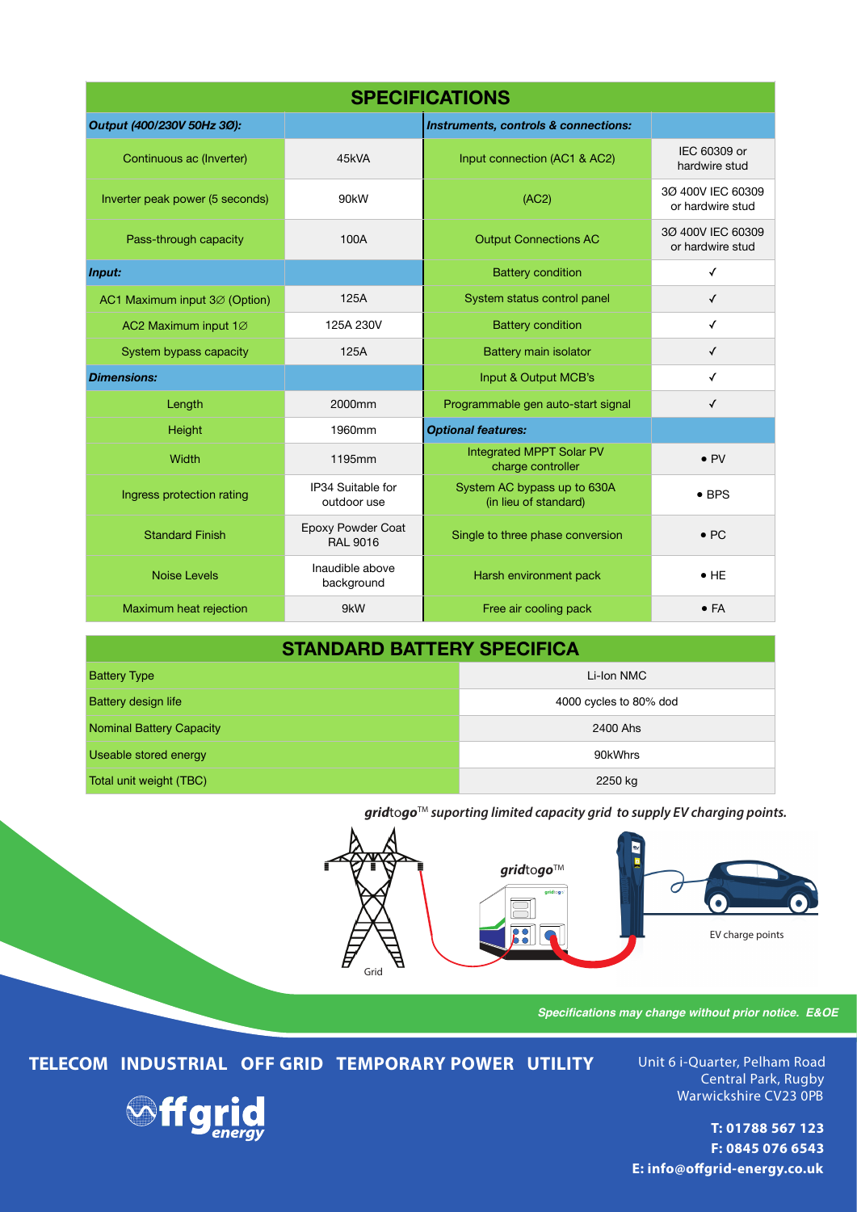## SPECIFICATIONS

| *Output (400/230V 50Hz 3Ø):* | | *Instruments, controls & connections:* | |
|---|---|---|---|
| Continuous ac (Inverter) | 45kVA | Input connection (AC1 & AC2) | IEC 60309 or hardwire stud |
| Inverter peak power (5 seconds) | 90kW | (AC2) | 3Ø 400V IEC 60309 or hardwire stud |
| Pass-through capacity | 100A | Output Connections AC | 3Ø 400V IEC 60309 or hardwire stud |
| *Input:* | | Battery condition | ✓ |
| AC1 Maximum input 3∅ (Option) | 125A | System status control panel | ✓ |
| AC2 Maximum input 1∅ | 125A 230V | Battery condition | ✓ |
| System bypass capacity | 125A | Battery main isolator | ✓ |
| *Dimensions:* | | Input & Output MCB's | ✓ |
| Length | 2000mm | Programmable gen auto-start signal | ✓ |
| Height | 1960mm | *Optional features:* | |
| Width | 1195mm | Integrated MPPT Solar PV charge controller | • PV |
| Ingress protection rating | IP34 Suitable for outdoor use | System AC bypass up to 630A (in lieu of standard) | • BPS |
| Standard Finish | Epoxy Powder Coat RAL 9016 | Single to three phase conversion | • PC |
| Noise Levels | Inaudible above background | Harsh environment pack | • HE |
| Maximum heat rejection | 9kW | Free air cooling pack | • FA |

## STANDARD BATTERY SPECIFICA

| | |
|---|---|
| Battery Type | Li-Ion NMC |
| Battery design life | 4000 cycles to 80% dod |
| Nominal Battery Capacity | 2400 Ahs |
| Useable stored energy | 90kWhrs |
| Total unit weight (TBC) | 2250 kg |

***grid**to**go**™ suporting limited capacity grid to supply EV charging points.*

Grid

**grid**to**go**™

EV charge points

*Specifications may change without prior notice. E&OE*

**TELECOM INDUSTRIAL OFF GRID TEMPORARY POWER UTILITY**

**offgrid energy**

Unit 6 i-Quarter, Pelham Road
Central Park, Rugby
Warwickshire CV23 0PB

**T: 01788 567 123**
**F: 0845 076 6543**
**E: info@offgrid-energy.co.uk**